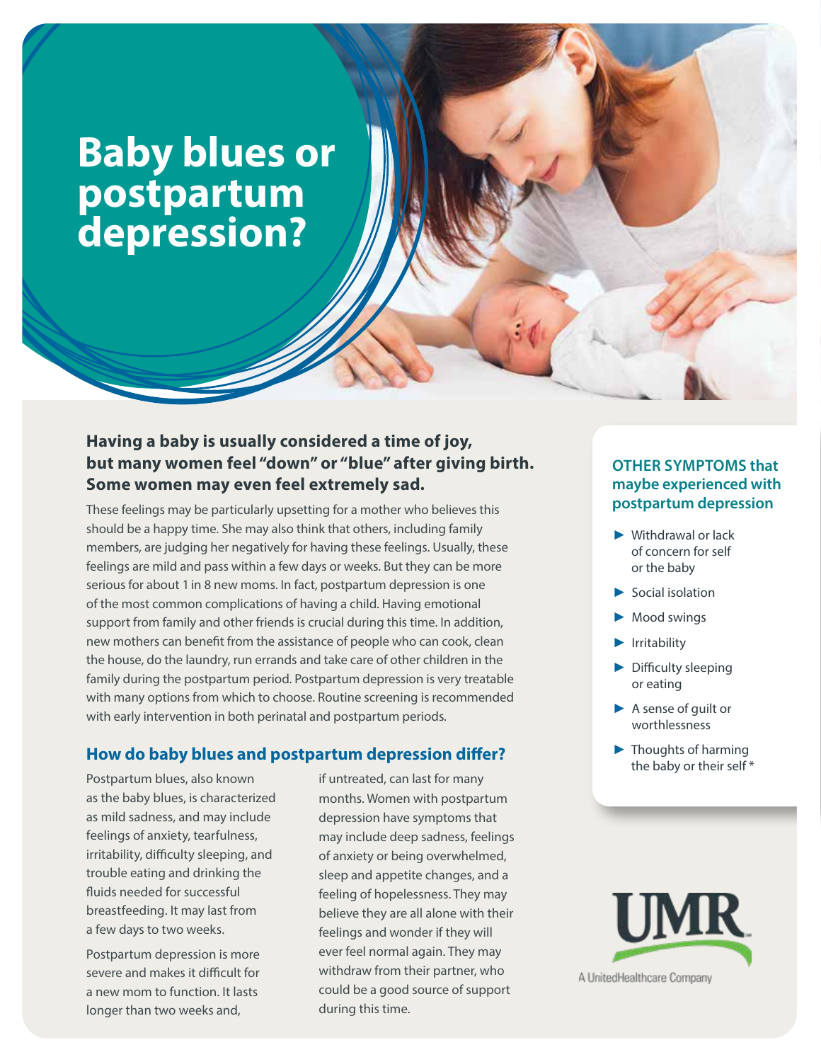# Baby blues or postpartum depression?

**Having a baby is usually considered a time of joy, but many women feel "down" or "blue" after giving birth. Some women may even feel extremely sad.**

These feelings may be particularly upsetting for a mother who believes this should be a happy time. She may also think that others, including family members, are judging her negatively for having these feelings. Usually, these feelings are mild and pass within a few days or weeks. But they can be more serious for about 1 in 8 new moms. In fact, postpartum depression is one of the most common complications of having a child. Having emotional support from family and other friends is crucial during this time. In addition, new mothers can benefit from the assistance of people who can cook, clean the house, do the laundry, run errands and take care of other children in the family during the postpartum period. Postpartum depression is very treatable with many options from which to choose. Routine screening is recommended with early intervention in both perinatal and postpartum periods.

## How do baby blues and postpartum depression differ?

Postpartum blues, also known as the baby blues, is characterized as mild sadness, and may include feelings of anxiety, tearfulness, irritability, difficulty sleeping, and trouble eating and drinking the fluids needed for successful breastfeeding. It may last from a few days to two weeks.

Postpartum depression is more severe and makes it difficult for a new mom to function. It lasts longer than two weeks and, if untreated, can last for many months. Women with postpartum depression have symptoms that may include deep sadness, feelings of anxiety or being overwhelmed, sleep and appetite changes, and a feeling of hopelessness. They may believe they are all alone with their feelings and wonder if they will ever feel normal again. They may withdraw from their partner, who could be a good source of support during this time.

### OTHER SYMPTOMS that maybe experienced with postpartum depression

- Withdrawal or lack of concern for self or the baby
- Social isolation
- Mood swings
- Irritability
- Difficulty sleeping or eating
- A sense of guilt or worthlessness
- Thoughts of harming the baby or their self *

UMR

A UnitedHealthcare Company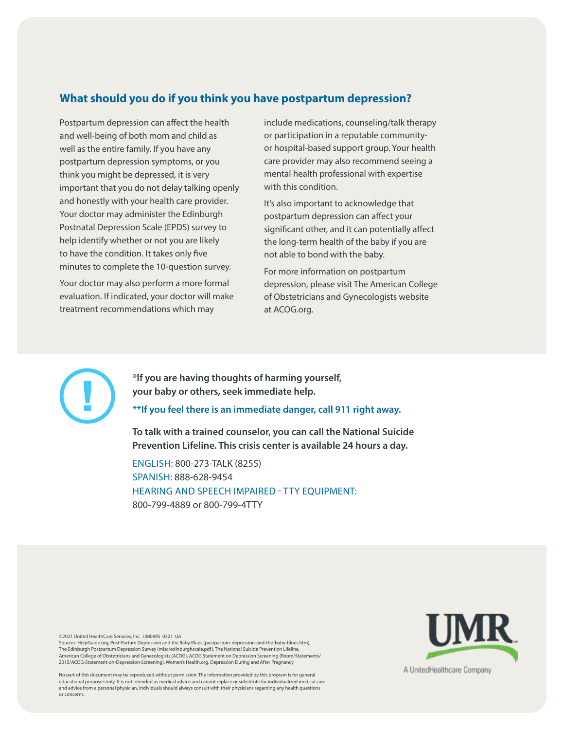## What should you do if you think you have postpartum depression?

Postpartum depression can affect the health and well-being of both mom and child as well as the entire family. If you have any postpartum depression symptoms, or you think you might be depressed, it is very important that you do not delay talking openly and honestly with your health care provider. Your doctor may administer the Edinburgh Postnatal Depression Scale (EPDS) survey to help identify whether or not you are likely to have the condition. It takes only five minutes to complete the 10-question survey.

Your doctor may also perform a more formal evaluation. If indicated, your doctor will make treatment recommendations which may include medications, counseling/talk therapy or participation in a reputable community- or hospital-based support group. Your health care provider may also recommend seeing a mental health professional with expertise with this condition.

It's also important to acknowledge that postpartum depression can affect your significant other, and it can potentially affect the long-term health of the baby if you are not able to bond with the baby.

For more information on postpartum depression, please visit The American College of Obstetricians and Gynecologists website at ACOG.org.

**\*If you are having thoughts of harming yourself, your baby or others, seek immediate help.**

**\*\*If you feel there is an immediate danger, call 911 right away.**

**To talk with a trained counselor, you can call the National Suicide Prevention Lifeline. This crisis center is available 24 hours a day.**

ENGLISH: 800-273-TALK (8255)
SPANISH: 888-628-9454
HEARING AND SPEECH IMPAIRED - TTY EQUIPMENT:
800-799-4889 or 800-799-4TTY

©2021 United HealthCare Services, Inc. UM0895 0321 UA
Sources: HelpGuide.org, Post-Partum Depression and the Baby Blues (postpartum-depression-and-the-baby-blues.htm), The Edinburgh Postpartum Depression Survey (misc/edinburghscale.pdf), The National Suicide Prevention Lifeline, American College of Obstetricians and Gynecologists (ACOG), ACOG Statement on Depression Screening (Room/Statements/2015/ACOG-Statement-on-Depression-Screening), Women's Health.org, Depression During and After Pregnancy

No part of this document may be reproduced without permission. The information provided by this program is for general educational purposes only. It is not intended as medical advice and cannot replace or substitute for individualized medical care and advice from a personal physician. Individuals should always consult with their physicians regarding any health questions or concerns.

UMR
A UnitedHealthcare Company